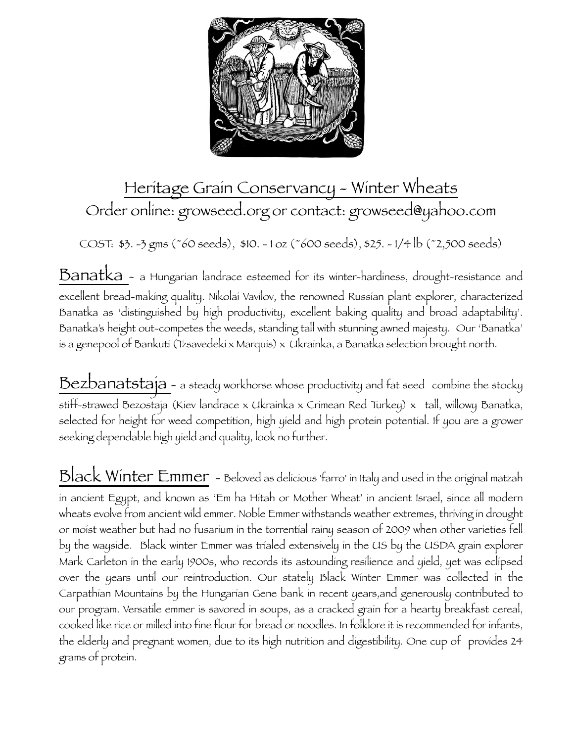# Heritage Grain Conservancy - Winter Wheats

Order online: growseed.org or contact: growseed@yahoo.com

COST: $3. -3 gms (~60 seeds), $10. - 1 oz (~600 seeds), $25. - 1/4 lb (~2,500 seeds)

## Banatka

a Hungarian landrace esteemed for its winter-hardiness, drought-resistance and excellent bread-making quality. Nikolai Vavilov, the renowned Russian plant explorer, characterized Banatka as 'distinguished by high productivity, excellent baking quality and broad adaptability'. Banatka's height out-competes the weeds, standing tall with stunning awned majesty. Our 'Banatka' is a genepool of Bankuti (Tzsavedeki x Marquis) x Ukrainka, a Banatka selection brought north.

## Bezbanatstaja

a steady workhorse whose productivity and fat seed combine the stocky stiff-strawed Bezostaja (Kiev landrace x Ukrainka x Crimean Red Turkey) x tall, willowy Banatka, selected for height for weed competition, high yield and high protein potential. If you are a grower seeking dependable high yield and quality, look no further.

## Black Winter Emmer

Beloved as delicious 'farro' in Italy and used in the original matzah in ancient Egypt, and known as 'Em ha Hitah or Mother Wheat' in ancient Israel, since all modern wheats evolve from ancient wild emmer. Noble Emmer withstands weather extremes, thriving in drought or moist weather but had no fusarium in the torrential rainy season of 2009 when other varieties fell by the wayside. Black winter Emmer was trialed extensively in the US by the USDA grain explorer Mark Carleton in the early 1900s, who records its astounding resilience and yield, yet was eclipsed over the years until our reintroduction. Our stately Black Winter Emmer was collected in the Carpathian Mountains by the Hungarian Gene bank in recent years,and generously contributed to our program. Versatile emmer is savored in soups, as a cracked grain for a hearty breakfast cereal, cooked like rice or milled into fine flour for bread or noodles. In folklore it is recommended for infants, the elderly and pregnant women, due to its high nutrition and digestibility. One cup of provides 24 grams of protein.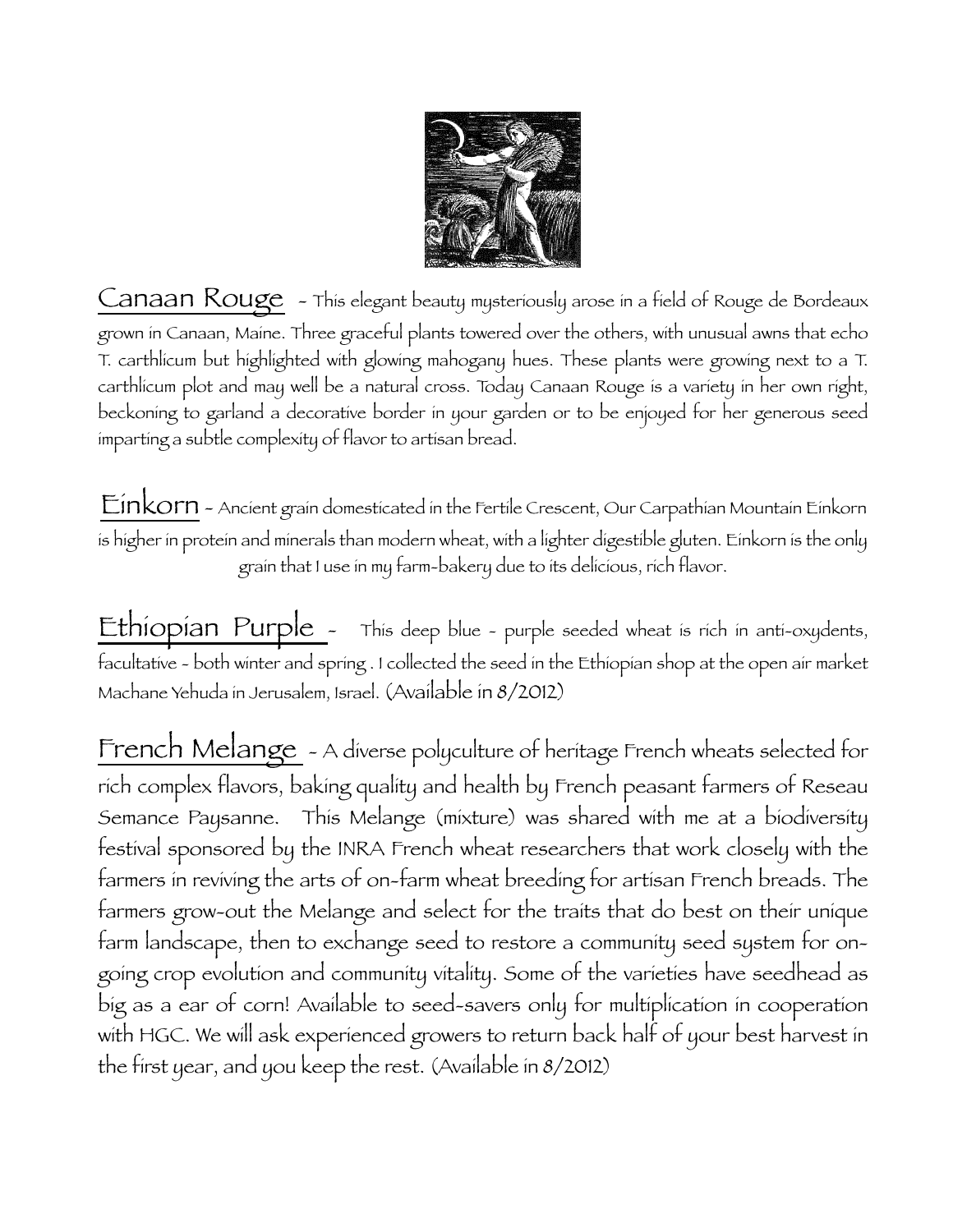**Canaan Rouge** - This elegant beauty mysteriously arose in a field of Rouge de Bordeaux grown in Canaan, Maine. Three graceful plants towered over the others, with unusual awns that echo T. carthlicum but highlighted with glowing mahogany hues. These plants were growing next to a T. carthlicum plot and may well be a natural cross. Today Canaan Rouge is a variety in her own right, beckoning to garland a decorative border in your garden or to be enjoyed for her generous seed imparting a subtle complexity of flavor to artisan bread.

**Einkorn** - Ancient grain domesticated in the Fertile Crescent, Our Carpathian Mountain Einkorn is higher in protein and minerals than modern wheat, with a lighter digestible gluten. Einkorn is the only grain that I use in my farm-bakery due to its delicious, rich flavor.

**Ethiopian Purple** - This deep blue - purple seeded wheat is rich in anti-oxydents, facultative - both winter and spring . I collected the seed in the Ethiopian shop at the open air market Machane Yehuda in Jerusalem, Israel. (Available in 8/2012)

**French Melange** - A diverse polyculture of heritage French wheats selected for rich complex flavors, baking quality and health by French peasant farmers of Reseau Semance Paysanne. This Melange (mixture) was shared with me at a biodiversity festival sponsored by the INRA French wheat researchers that work closely with the farmers in reviving the arts of on-farm wheat breeding for artisan French breads. The farmers grow-out the Melange and select for the traits that do best on their unique farm landscape, then to exchange seed to restore a community seed system for on-going crop evolution and community vitality. Some of the varieties have seedhead as big as a ear of corn! Available to seed-savers only for multiplication in cooperation with HGC. We will ask experienced growers to return back half of your best harvest in the first year, and you keep the rest. (Available in 8/2012)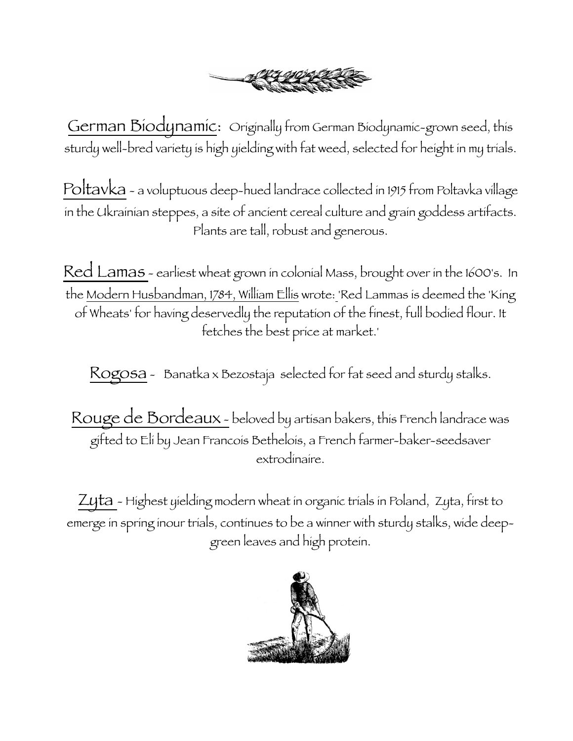German Biodynamic: Originally from German Biodynamic-grown seed, this sturdy well-bred variety is high yielding with fat weed, selected for height in my trials.

Poltavka - a voluptuous deep-hued landrace collected in 1915 from Poltavka village in the Ukrainian steppes, a site of ancient cereal culture and grain goddess artifacts. Plants are tall, robust and generous.

Red Lamas - earliest wheat grown in colonial Mass, brought over in the 1600's. In the Modern Husbandman, 1784, William Ellis wrote: 'Red Lammas is deemed the 'King of Wheats' for having deservedly the reputation of the finest, full bodied flour. It fetches the best price at market.'

Rogosa - Banatka x Bezostaja selected for fat seed and sturdy stalks.

Rouge de Bordeaux - beloved by artisan bakers, this French landrace was gifted to Eli by Jean Francois Bethelois, a French farmer-baker-seedsaver extrodinaire.

Zyta - Highest yielding modern wheat in organic trials in Poland, Zyta, first to emerge in spring inour trials, continues to be a winner with sturdy stalks, wide deep-green leaves and high protein.